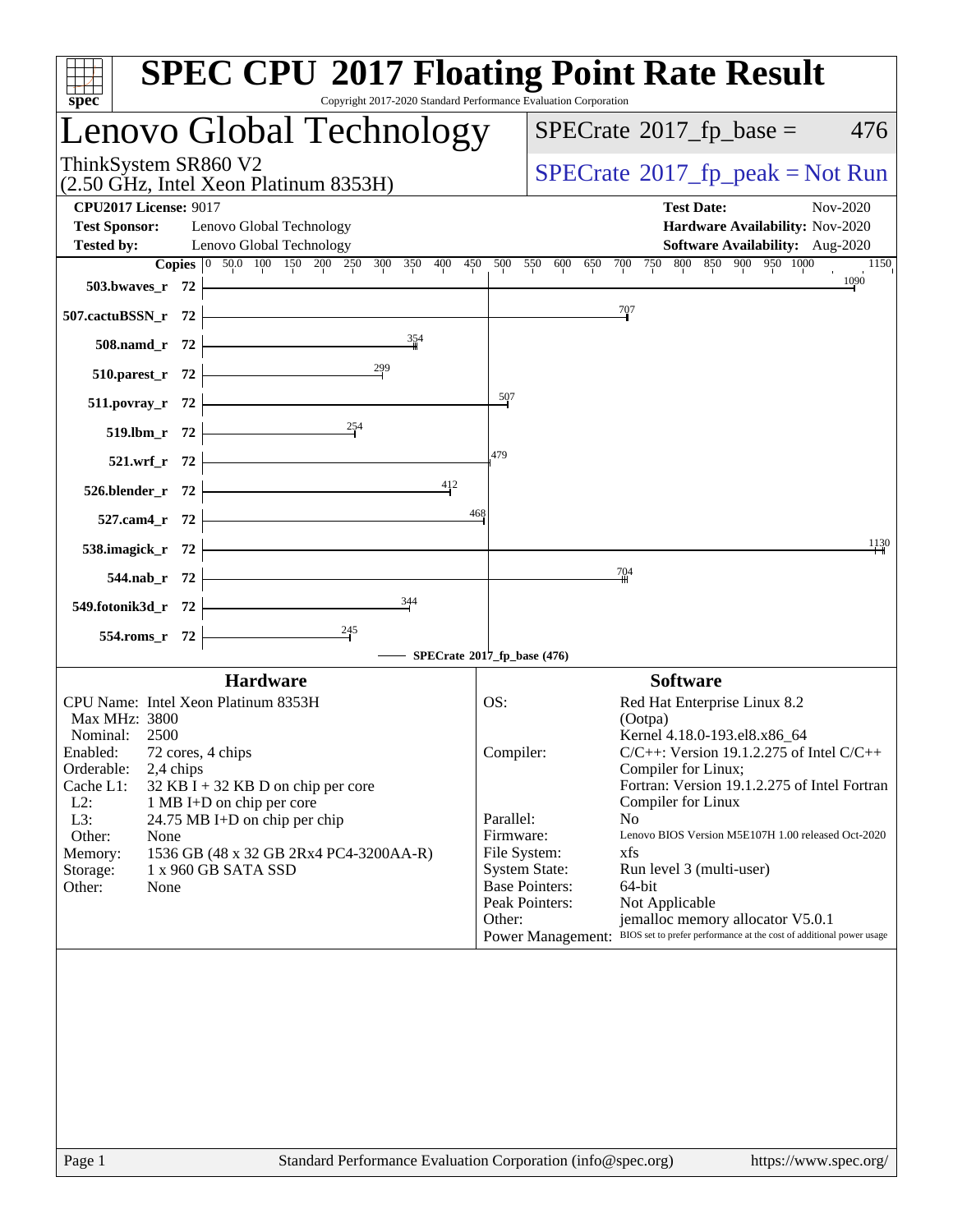# SPEC CPU 2017 Floating Point Rate Result

Copyright 2017-2020 Standard Performance Evaluation Corporation

## Lenovo Global Technology

ThinkSystem SR860 V2
(2.50 GHz, Intel Xeon Platinum 8353H)

SPECrate 2017_fp_base = 476

SPECrate 2017_fp_peak = Not Run

**CPU2017 License:** 9017
**Test Sponsor:** Lenovo Global Technology
**Tested by:** Lenovo Global Technology

**Test Date:** Nov-2020
**Hardware Availability:** Nov-2020
**Software Availability:** Aug-2020

| Benchmark | Copies | SPECrate 2017_fp_base |
|---|---|---|
| 503.bwaves_r | 72 | 1090 |
| 507.cactuBSSN_r | 72 | 707 |
| 508.namd_r | 72 | 354 |
| 510.parest_r | 72 | 299 |
| 511.povray_r | 72 | 507 |
| 519.lbm_r | 72 | 254 |
| 521.wrf_r | 72 | 479 |
| 526.blender_r | 72 | 412 |
| 527.cam4_r | 72 | 468 |
| 538.imagick_r | 72 | 1130 |
| 544.nab_r | 72 | 704 |
| 549.fotonik3d_r | 72 | 344 |
| 554.roms_r | 72 | 245 |

SPECrate 2017_fp_base (476)

### Hardware

- CPU Name: Intel Xeon Platinum 8353H
- Max MHz: 3800
- Nominal: 2500
- Enabled: 72 cores, 4 chips
- Orderable: 2,4 chips
- Cache L1: 32 KB I + 32 KB D on chip per core
- L2: 1 MB I+D on chip per core
- L3: 24.75 MB I+D on chip per chip
- Other: None
- Memory: 1536 GB (48 x 32 GB 2Rx4 PC4-3200AA-R)
- Storage: 1 x 960 GB SATA SSD
- Other: None

### Software

- OS: Red Hat Enterprise Linux 8.2 (Ootpa) Kernel 4.18.0-193.el8.x86_64
- Compiler: C/C++: Version 19.1.2.275 of Intel C/C++ Compiler for Linux; Fortran: Version 19.1.2.275 of Intel Fortran Compiler for Linux
- Parallel: No
- Firmware: Lenovo BIOS Version M5E107H 1.00 released Oct-2020
- File System: xfs
- System State: Run level 3 (multi-user)
- Base Pointers: 64-bit
- Peak Pointers: Not Applicable
- Other: jemalloc memory allocator V5.0.1
- Power Management: BIOS set to prefer performance at the cost of additional power usage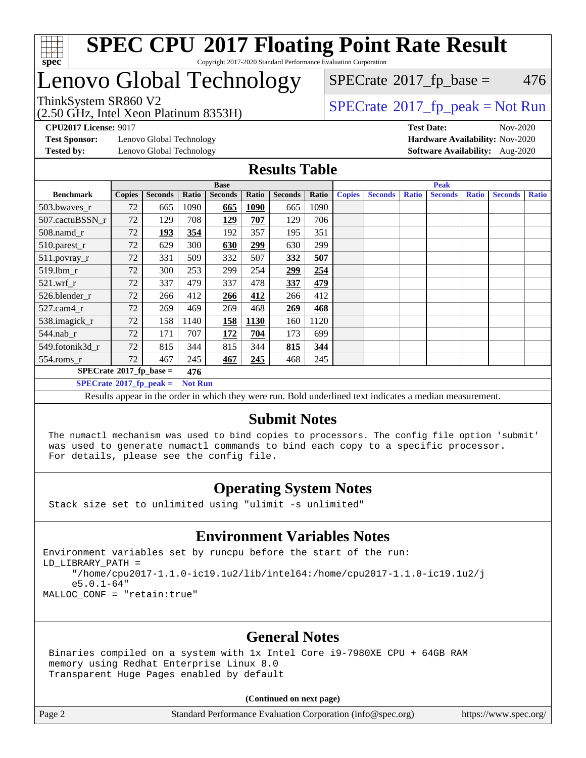# SPEC CPU 2017 Floating Point Rate Result

Copyright 2017-2020 Standard Performance Evaluation Corporation

# Lenovo Global Technology

ThinkSystem SR860 V2
(2.50 GHz, Intel Xeon Platinum 8353H)

SPECrate 2017_fp_base = 476

SPECrate 2017_fp_peak = Not Run

**CPU2017 License:** 9017
**Test Sponsor:** Lenovo Global Technology
**Tested by:** Lenovo Global Technology

**Test Date:** Nov-2020
**Hardware Availability:** Nov-2020
**Software Availability:** Aug-2020

## Results Table

| Benchmark | Base | | | | | | | Peak | | | | | | |
|---|---|---|---|---|---|---|---|---|---|---|---|---|---|---|
| | Copies | Seconds | Ratio | Seconds | Ratio | Seconds | Ratio | Copies | Seconds | Ratio | Seconds | Ratio | Seconds | Ratio |
| 503.bwaves_r | 72 | 665 | 1090 | **665** | **1090** | 665 | 1090 | | | | | | | |
| 507.cactuBSSN_r | 72 | 129 | 708 | **129** | **707** | 129 | 706 | | | | | | | |
| 508.namd_r | 72 | **193** | **354** | 192 | 357 | 195 | 351 | | | | | | | |
| 510.parest_r | 72 | 629 | 300 | **630** | **299** | 630 | 299 | | | | | | | |
| 511.povray_r | 72 | 331 | 509 | 332 | 507 | **332** | **507** | | | | | | | |
| 519.lbm_r | 72 | 300 | 253 | 299 | 254 | **299** | **254** | | | | | | | |
| 521.wrf_r | 72 | 337 | 479 | 337 | 478 | **337** | **479** | | | | | | | |
| 526.blender_r | 72 | 266 | 412 | **266** | **412** | 266 | 412 | | | | | | | |
| 527.cam4_r | 72 | 269 | 469 | 269 | 468 | **269** | **468** | | | | | | | |
| 538.imagick_r | 72 | 158 | 1140 | **158** | **1130** | 160 | 1120 | | | | | | | |
| 544.nab_r | 72 | 171 | 707 | **172** | **704** | 173 | 699 | | | | | | | |
| 549.fotonik3d_r | 72 | 815 | 344 | 815 | 344 | **815** | **344** | | | | | | | |
| 554.roms_r | 72 | 467 | 245 | **467** | **245** | 468 | 245 | | | | | | | |

**SPECrate 2017_fp_base = 476**

**SPECrate 2017_fp_peak = Not Run**

Results appear in the order in which they were run. Bold underlined text indicates a median measurement.

## Submit Notes

The numactl mechanism was used to bind copies to processors. The config file option 'submit' was used to generate numactl commands to bind each copy to a specific processor. For details, please see the config file.

## Operating System Notes

Stack size set to unlimited using "ulimit -s unlimited"

## Environment Variables Notes

```
Environment variables set by runcpu before the start of the run:
LD_LIBRARY_PATH =
     "/home/cpu2017-1.1.0-ic19.1u2/lib/intel64:/home/cpu2017-1.1.0-ic19.1u2/j
     e5.0.1-64"
MALLOC_CONF = "retain:true"
```

## General Notes

Binaries compiled on a system with 1x Intel Core i9-7980XE CPU + 64GB RAM memory using Redhat Enterprise Linux 8.0
Transparent Huge Pages enabled by default

**(Continued on next page)**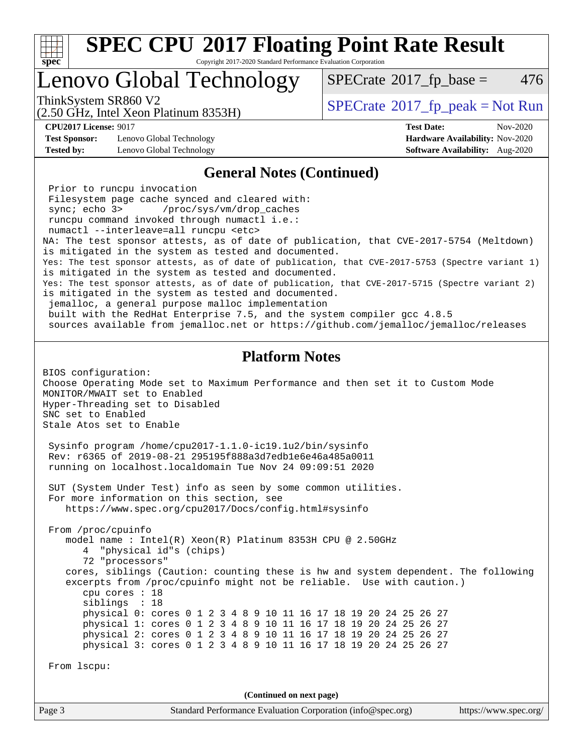# SPEC CPU 2017 Floating Point Rate Result

Copyright 2017-2020 Standard Performance Evaluation Corporation

## Lenovo Global Technology

ThinkSystem SR860 V2
(2.50 GHz, Intel Xeon Platinum 8353H)

SPECrate 2017_fp_base = 476

SPECrate 2017_fp_peak = Not Run

**CPU2017 License:** 9017
**Test Sponsor:** Lenovo Global Technology
**Tested by:** Lenovo Global Technology

**Test Date:** Nov-2020
**Hardware Availability:** Nov-2020
**Software Availability:** Aug-2020

### General Notes (Continued)

```
 Prior to runcpu invocation
 Filesystem page cache synced and cleared with:
 sync; echo 3>       /proc/sys/vm/drop_caches
 runcpu command invoked through numactl i.e.:
 numactl --interleave=all runcpu <etc>
NA: The test sponsor attests, as of date of publication, that CVE-2017-5754 (Meltdown)
is mitigated in the system as tested and documented.
Yes: The test sponsor attests, as of date of publication, that CVE-2017-5753 (Spectre variant 1)
is mitigated in the system as tested and documented.
Yes: The test sponsor attests, as of date of publication, that CVE-2017-5715 (Spectre variant 2)
is mitigated in the system as tested and documented.
 jemalloc, a general purpose malloc implementation
 built with the RedHat Enterprise 7.5, and the system compiler gcc 4.8.5
 sources available from jemalloc.net or https://github.com/jemalloc/jemalloc/releases
```

### Platform Notes

```
BIOS configuration:
Choose Operating Mode set to Maximum Performance and then set it to Custom Mode
MONITOR/MWAIT set to Enabled
Hyper-Threading set to Disabled
SNC set to Enabled
Stale Atos set to Enable

 Sysinfo program /home/cpu2017-1.1.0-ic19.1u2/bin/sysinfo
 Rev: r6365 of 2019-08-21 295195f888a3d7edb1e6e46a485a0011
 running on localhost.localdomain Tue Nov 24 09:09:51 2020

 SUT (System Under Test) info as seen by some common utilities.
 For more information on this section, see
    https://www.spec.org/cpu2017/Docs/config.html#sysinfo

 From /proc/cpuinfo
    model name : Intel(R) Xeon(R) Platinum 8353H CPU @ 2.50GHz
       4  "physical id"s (chips)
       72 "processors"
    cores, siblings (Caution: counting these is hw and system dependent. The following
    excerpts from /proc/cpuinfo might not be reliable.  Use with caution.)
       cpu cores : 18
       siblings  : 18
       physical 0: cores 0 1 2 3 4 8 9 10 11 16 17 18 19 20 24 25 26 27
       physical 1: cores 0 1 2 3 4 8 9 10 11 16 17 18 19 20 24 25 26 27
       physical 2: cores 0 1 2 3 4 8 9 10 11 16 17 18 19 20 24 25 26 27
       physical 3: cores 0 1 2 3 4 8 9 10 11 16 17 18 19 20 24 25 26 27

 From lscpu:
```

(Continued on next page)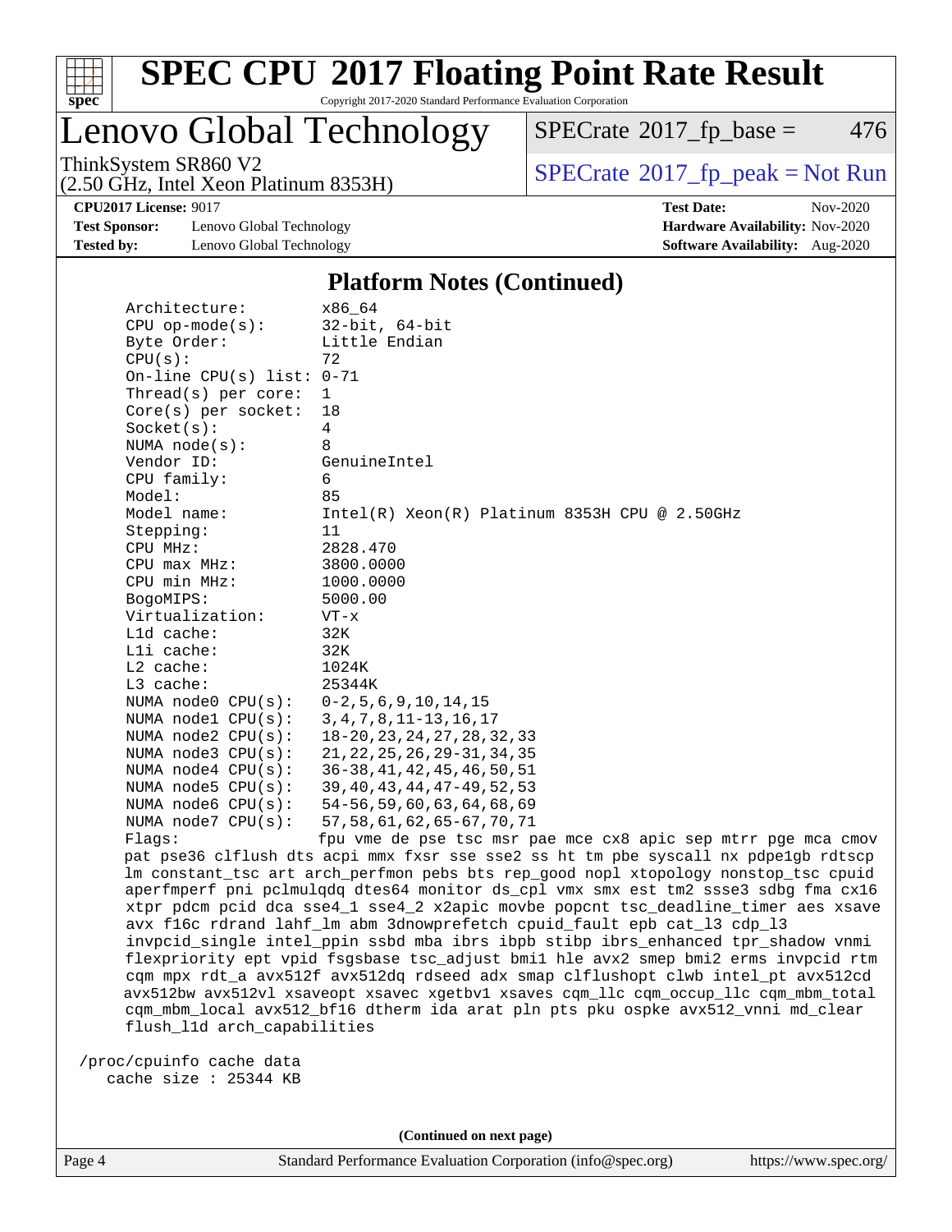## Platform Notes (Continued)

```
Architecture:          x86_64
CPU op-mode(s):        32-bit, 64-bit
Byte Order:            Little Endian
CPU(s):                72
On-line CPU(s) list:  0-71
Thread(s) per core:   1
Core(s) per socket:   18
Socket(s):             4
NUMA node(s):          8
Vendor ID:             GenuineIntel
CPU family:            6
Model:                 85
Model name:            Intel(R) Xeon(R) Platinum 8353H CPU @ 2.50GHz
Stepping:              11
CPU MHz:               2828.470
CPU max MHz:           3800.0000
CPU min MHz:           1000.0000
BogoMIPS:              5000.00
Virtualization:        VT-x
L1d cache:             32K
L1i cache:             32K
L2 cache:              1024K
L3 cache:              25344K
NUMA node0 CPU(s):    0-2,5,6,9,10,14,15
NUMA node1 CPU(s):    3,4,7,8,11-13,16,17
NUMA node2 CPU(s):    18-20,23,24,27,28,32,33
NUMA node3 CPU(s):    21,22,25,26,29-31,34,35
NUMA node4 CPU(s):    36-38,41,42,45,46,50,51
NUMA node5 CPU(s):    39,40,43,44,47-49,52,53
NUMA node6 CPU(s):    54-56,59,60,63,64,68,69
NUMA node7 CPU(s):    57,58,61,62,65-67,70,71
Flags:                 fpu vme de pse tsc msr pae mce cx8 apic sep mtrr pge mca cmov
pat pse36 clflush dts acpi mmx fxsr sse sse2 ss ht tm pbe syscall nx pdpe1gb rdtscp
lm constant_tsc art arch_perfmon pebs bts rep_good nopl xtopology nonstop_tsc cpuid
aperfmperf pni pclmulqdq dtes64 monitor ds_cpl vmx smx est tm2 ssse3 sdbg fma cx16
xtpr pdcm pcid dca sse4_1 sse4_2 x2apic movbe popcnt tsc_deadline_timer aes xsave
avx f16c rdrand lahf_lm abm 3dnowprefetch cpuid_fault epb cat_l3 cdp_l3
invpcid_single intel_ppin ssbd mba ibrs ibpb stibp ibrs_enhanced tpr_shadow vnmi
flexpriority ept vpid fsgsbase tsc_adjust bmi1 hle avx2 smep bmi2 erms invpcid rtm
cqm mpx rdt_a avx512f avx512dq rdseed adx smap clflushopt clwb intel_pt avx512cd
avx512bw avx512vl xsaveopt xsavec xgetbv1 xsaves cqm_llc cqm_occup_llc cqm_mbm_total
cqm_mbm_local avx512_bf16 dtherm ida arat pln pts pku ospke avx512_vnni md_clear
flush_l1d arch_capabilities

/proc/cpuinfo cache data
   cache size : 25344 KB
```

(Continued on next page)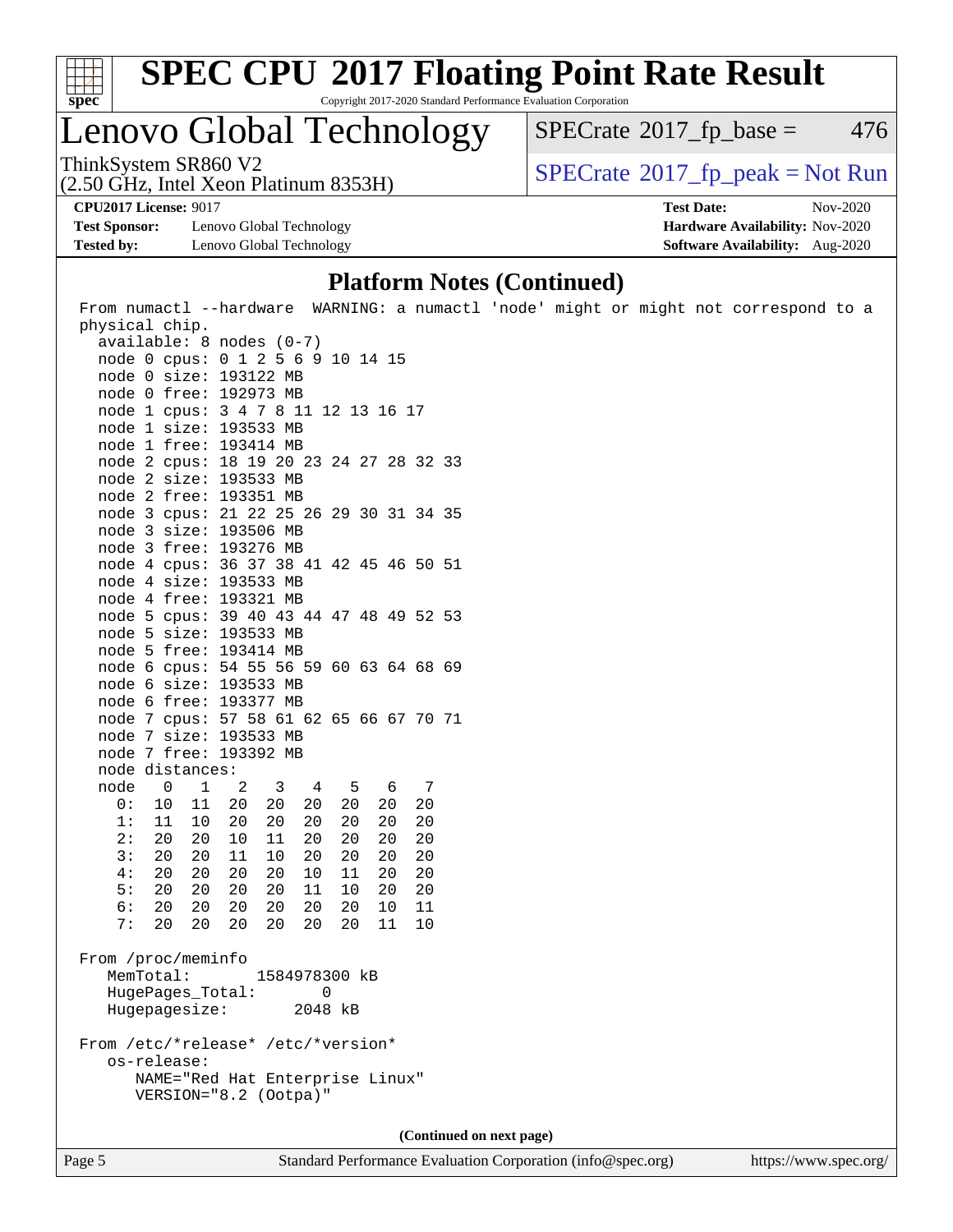# SPEC CPU 2017 Floating Point Rate Result

Copyright 2017-2020 Standard Performance Evaluation Corporation

## Lenovo Global Technology

ThinkSystem SR860 V2
(2.50 GHz, Intel Xeon Platinum 8353H)

SPECrate 2017_fp_base = 476

SPECrate 2017_fp_peak = Not Run

**CPU2017 License:** 9017
**Test Sponsor:** Lenovo Global Technology
**Tested by:** Lenovo Global Technology

**Test Date:** Nov-2020
**Hardware Availability:** Nov-2020
**Software Availability:** Aug-2020

### Platform Notes (Continued)

```
From numactl --hardware  WARNING: a numactl 'node' might or might not correspond to a
physical chip.
  available: 8 nodes (0-7)
  node 0 cpus: 0 1 2 5 6 9 10 14 15
  node 0 size: 193122 MB
  node 0 free: 192973 MB
  node 1 cpus: 3 4 7 8 11 12 13 16 17
  node 1 size: 193533 MB
  node 1 free: 193414 MB
  node 2 cpus: 18 19 20 23 24 27 28 32 33
  node 2 size: 193533 MB
  node 2 free: 193351 MB
  node 3 cpus: 21 22 25 26 29 30 31 34 35
  node 3 size: 193506 MB
  node 3 free: 193276 MB
  node 4 cpus: 36 37 38 41 42 45 46 50 51
  node 4 size: 193533 MB
  node 4 free: 193321 MB
  node 5 cpus: 39 40 43 44 47 48 49 52 53
  node 5 size: 193533 MB
  node 5 free: 193414 MB
  node 6 cpus: 54 55 56 59 60 63 64 68 69
  node 6 size: 193533 MB
  node 6 free: 193377 MB
  node 7 cpus: 57 58 61 62 65 66 67 70 71
  node 7 size: 193533 MB
  node 7 free: 193392 MB
  node distances:
  node   0   1   2   3   4   5   6   7
    0:  10  11  20  20  20  20  20  20
    1:  11  10  20  20  20  20  20  20
    2:  20  20  10  11  20  20  20  20
    3:  20  20  11  10  20  20  20  20
    4:  20  20  20  20  10  11  20  20
    5:  20  20  20  20  11  10  20  20
    6:  20  20  20  20  20  20  10  11
    7:  20  20  20  20  20  20  11  10

From /proc/meminfo
   MemTotal:       1584978300 kB
   HugePages_Total:       0
   Hugepagesize:       2048 kB

From /etc/*release* /etc/*version*
   os-release:
      NAME="Red Hat Enterprise Linux"
      VERSION="8.2 (Ootpa)"
```

**(Continued on next page)**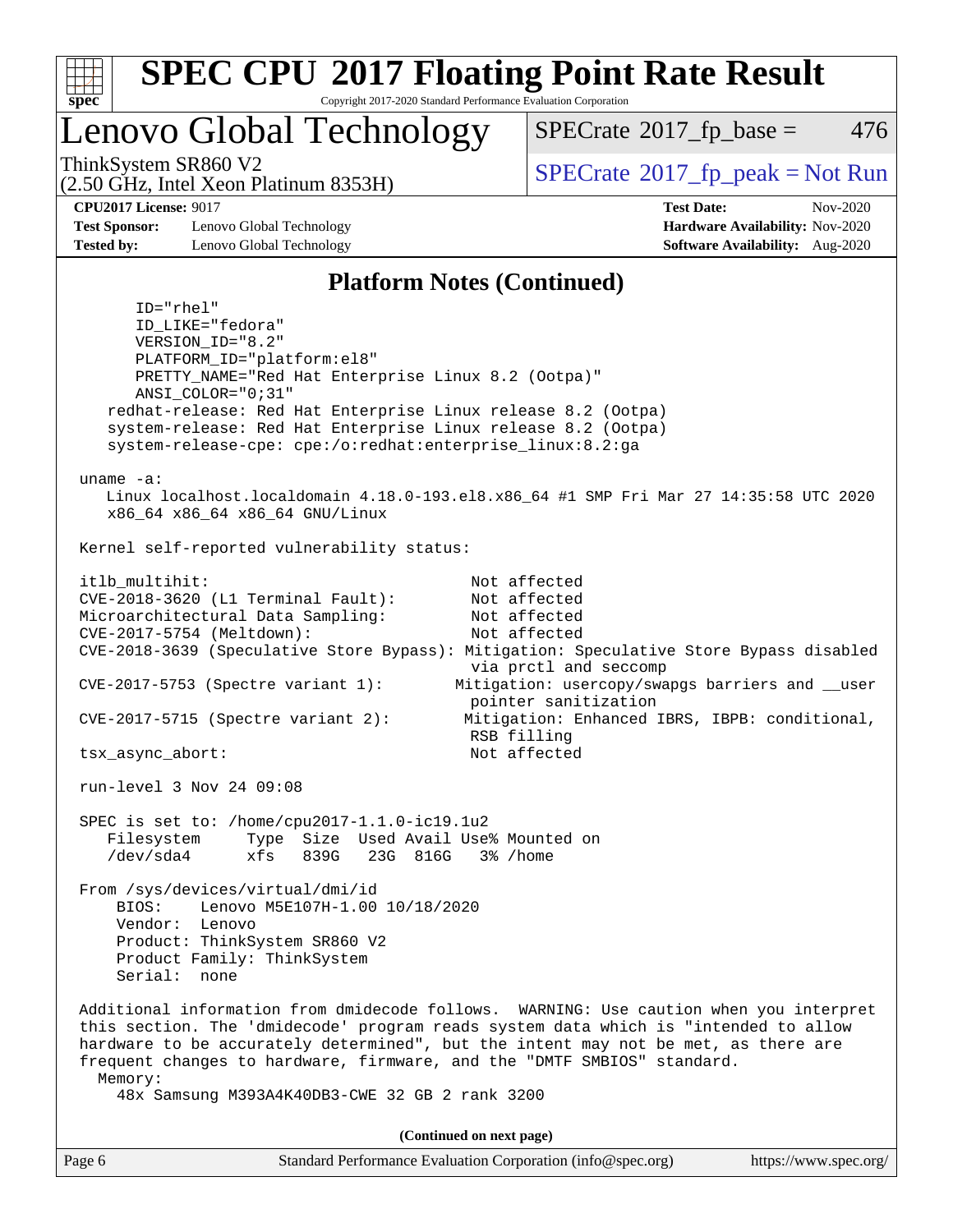# SPEC CPU 2017 Floating Point Rate Result

Copyright 2017-2020 Standard Performance Evaluation Corporation

## Lenovo Global Technology

ThinkSystem SR860 V2
(2.50 GHz, Intel Xeon Platinum 8353H)

SPECrate 2017_fp_base = 476

SPECrate 2017_fp_peak = Not Run

**CPU2017 License:** 9017
**Test Sponsor:** Lenovo Global Technology
**Tested by:** Lenovo Global Technology

**Test Date:** Nov-2020
**Hardware Availability:** Nov-2020
**Software Availability:** Aug-2020

### Platform Notes (Continued)

```
      ID="rhel"
      ID_LIKE="fedora"
      VERSION_ID="8.2"
      PLATFORM_ID="platform:el8"
      PRETTY_NAME="Red Hat Enterprise Linux 8.2 (Ootpa)"
      ANSI_COLOR="0;31"
    redhat-release: Red Hat Enterprise Linux release 8.2 (Ootpa)
    system-release: Red Hat Enterprise Linux release 8.2 (Ootpa)
    system-release-cpe: cpe:/o:redhat:enterprise_linux:8.2:ga

 uname -a:
    Linux localhost.localdomain 4.18.0-193.el8.x86_64 #1 SMP Fri Mar 27 14:35:58 UTC 2020
    x86_64 x86_64 x86_64 GNU/Linux

 Kernel self-reported vulnerability status:

 itlb_multihit:                                   Not affected
 CVE-2018-3620 (L1 Terminal Fault):               Not affected
 Microarchitectural Data Sampling:                Not affected
 CVE-2017-5754 (Meltdown):                        Not affected
 CVE-2018-3639 (Speculative Store Bypass): Mitigation: Speculative Store Bypass disabled
                                                  via prctl and seccomp
 CVE-2017-5753 (Spectre variant 1):             Mitigation: usercopy/swapgs barriers and __user
                                                  pointer sanitization
 CVE-2017-5715 (Spectre variant 2):              Mitigation: Enhanced IBRS, IBPB: conditional,
                                                  RSB filling
 tsx_async_abort:                                 Not affected

 run-level 3 Nov 24 09:08

 SPEC is set to: /home/cpu2017-1.1.0-ic19.1u2
    Filesystem     Type  Size  Used Avail Use% Mounted on
    /dev/sda4      xfs   839G   23G  816G   3% /home

 From /sys/devices/virtual/dmi/id
     BIOS:    Lenovo M5E107H-1.00 10/18/2020
     Vendor:  Lenovo
     Product: ThinkSystem SR860 V2
     Product Family: ThinkSystem
     Serial:  none

 Additional information from dmidecode follows.  WARNING: Use caution when you interpret
 this section. The 'dmidecode' program reads system data which is "intended to allow
 hardware to be accurately determined", but the intent may not be met, as there are
 frequent changes to hardware, firmware, and the "DMTF SMBIOS" standard.
   Memory:
     48x Samsung M393A4K40DB3-CWE 32 GB 2 rank 3200
```

(Continued on next page)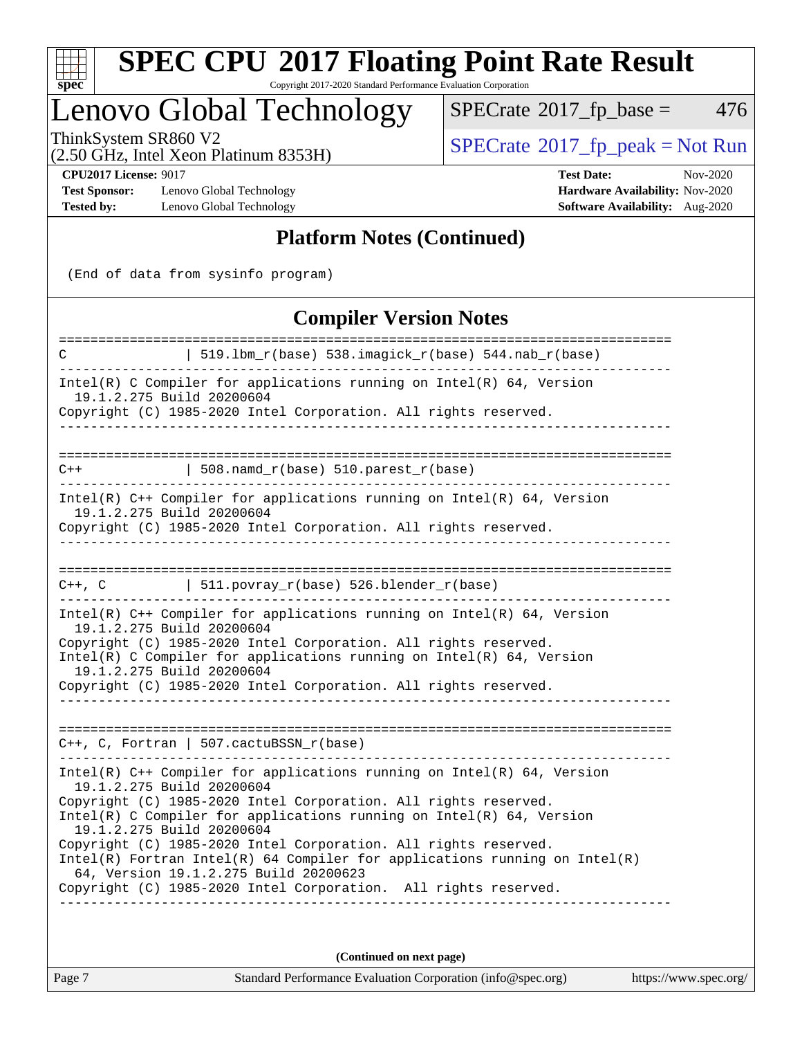## Platform Notes (Continued)

```
(End of data from sysinfo program)
```

## Compiler Version Notes

```
==============================================================================
C               | 519.lbm_r(base) 538.imagick_r(base) 544.nab_r(base)
------------------------------------------------------------------------------
Intel(R) C Compiler for applications running on Intel(R) 64, Version
  19.1.2.275 Build 20200604
Copyright (C) 1985-2020 Intel Corporation. All rights reserved.
------------------------------------------------------------------------------

==============================================================================
C++             | 508.namd_r(base) 510.parest_r(base)
------------------------------------------------------------------------------
Intel(R) C++ Compiler for applications running on Intel(R) 64, Version
  19.1.2.275 Build 20200604
Copyright (C) 1985-2020 Intel Corporation. All rights reserved.
------------------------------------------------------------------------------

==============================================================================
C++, C          | 511.povray_r(base) 526.blender_r(base)
------------------------------------------------------------------------------
Intel(R) C++ Compiler for applications running on Intel(R) 64, Version
  19.1.2.275 Build 20200604
Copyright (C) 1985-2020 Intel Corporation. All rights reserved.
Intel(R) C Compiler for applications running on Intel(R) 64, Version
  19.1.2.275 Build 20200604
Copyright (C) 1985-2020 Intel Corporation. All rights reserved.
------------------------------------------------------------------------------

==============================================================================
C++, C, Fortran | 507.cactuBSSN_r(base)
------------------------------------------------------------------------------
Intel(R) C++ Compiler for applications running on Intel(R) 64, Version
  19.1.2.275 Build 20200604
Copyright (C) 1985-2020 Intel Corporation. All rights reserved.
Intel(R) C Compiler for applications running on Intel(R) 64, Version
  19.1.2.275 Build 20200604
Copyright (C) 1985-2020 Intel Corporation. All rights reserved.
Intel(R) Fortran Intel(R) 64 Compiler for applications running on Intel(R)
  64, Version 19.1.2.275 Build 20200623
Copyright (C) 1985-2020 Intel Corporation.  All rights reserved.
------------------------------------------------------------------------------
```

(Continued on next page)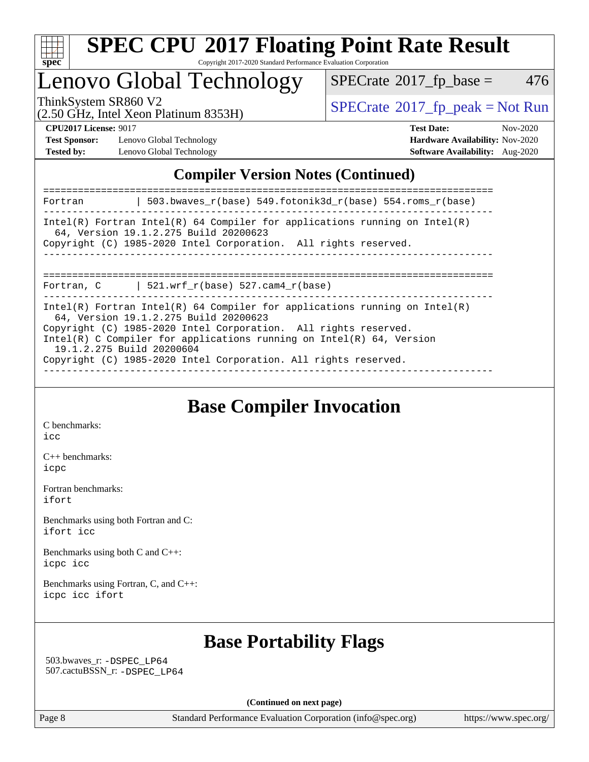## Compiler Version Notes (Continued)

```
==============================================================================
Fortran         | 503.bwaves_r(base) 549.fotonik3d_r(base) 554.roms_r(base)
------------------------------------------------------------------------------
Intel(R) Fortran Intel(R) 64 Compiler for applications running on Intel(R)
  64, Version 19.1.2.275 Build 20200623
Copyright (C) 1985-2020 Intel Corporation.  All rights reserved.
------------------------------------------------------------------------------

==============================================================================
Fortran, C      | 521.wrf_r(base) 527.cam4_r(base)
------------------------------------------------------------------------------
Intel(R) Fortran Intel(R) 64 Compiler for applications running on Intel(R)
  64, Version 19.1.2.275 Build 20200623
Copyright (C) 1985-2020 Intel Corporation.  All rights reserved.
Intel(R) C Compiler for applications running on Intel(R) 64, Version
  19.1.2.275 Build 20200604
Copyright (C) 1985-2020 Intel Corporation. All rights reserved.
------------------------------------------------------------------------------
```

## Base Compiler Invocation

C benchmarks:
icc

C++ benchmarks:
icpc

Fortran benchmarks:
ifort

Benchmarks using both Fortran and C:
ifort icc

Benchmarks using both C and C++:
icpc icc

Benchmarks using Fortran, C, and C++:
icpc icc ifort

## Base Portability Flags

503.bwaves_r: -DSPEC_LP64
507.cactuBSSN_r: -DSPEC_LP64

**(Continued on next page)**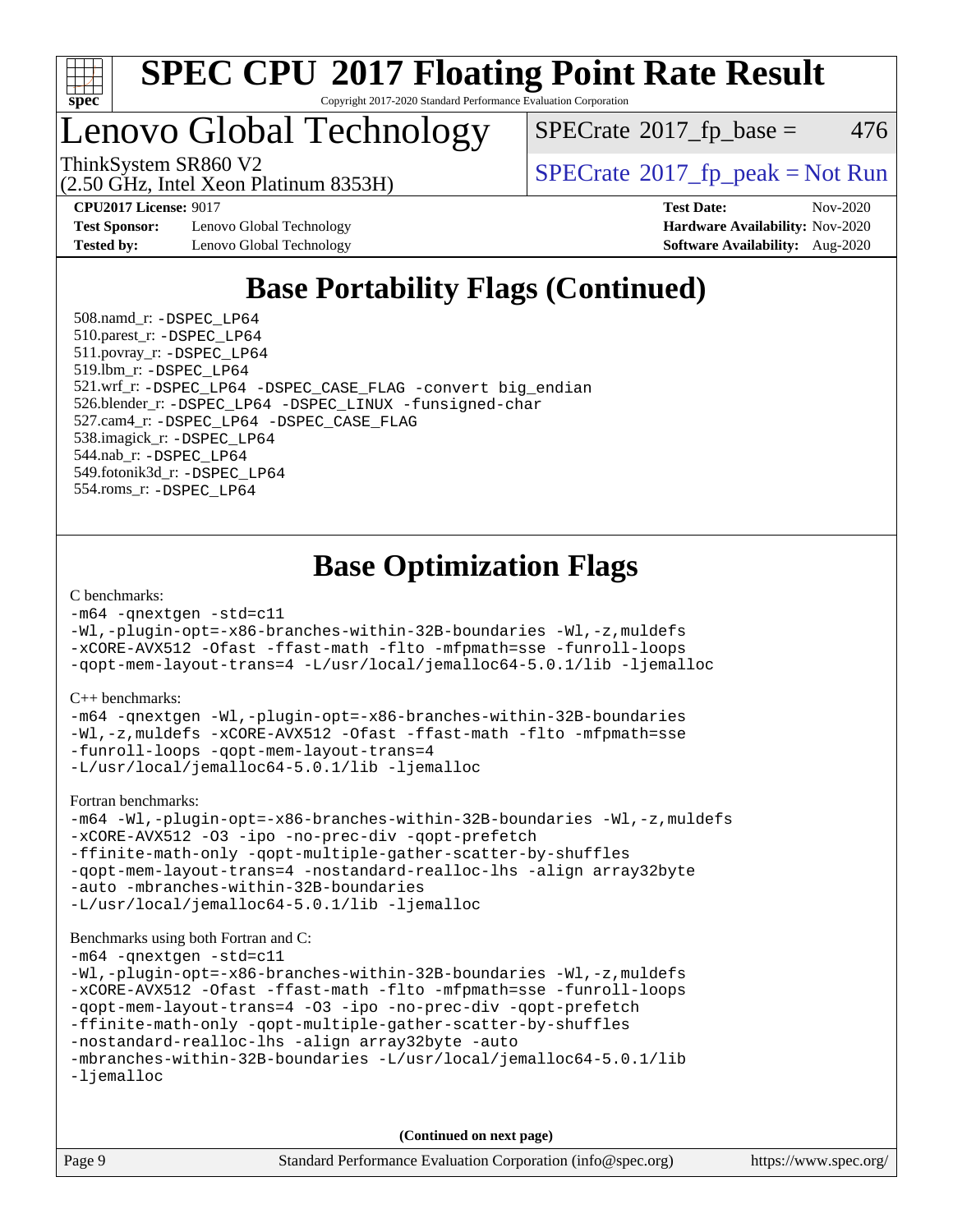## Base Portability Flags (Continued)

508.namd_r: -DSPEC_LP64
510.parest_r: -DSPEC_LP64
511.povray_r: -DSPEC_LP64
519.lbm_r: -DSPEC_LP64
521.wrf_r: -DSPEC_LP64 -DSPEC_CASE_FLAG -convert big_endian
526.blender_r: -DSPEC_LP64 -DSPEC_LINUX -funsigned-char
527.cam4_r: -DSPEC_LP64 -DSPEC_CASE_FLAG
538.imagick_r: -DSPEC_LP64
544.nab_r: -DSPEC_LP64
549.fotonik3d_r: -DSPEC_LP64
554.roms_r: -DSPEC_LP64

## Base Optimization Flags

C benchmarks:

```
-m64 -qnextgen -std=c11
-Wl,-plugin-opt=-x86-branches-within-32B-boundaries -Wl,-z,muldefs
-xCORE-AVX512 -Ofast -ffast-math -flto -mfpmath=sse -funroll-loops
-qopt-mem-layout-trans=4 -L/usr/local/jemalloc64-5.0.1/lib -ljemalloc
```

C++ benchmarks:

```
-m64 -qnextgen -Wl,-plugin-opt=-x86-branches-within-32B-boundaries
-Wl,-z,muldefs -xCORE-AVX512 -Ofast -ffast-math -flto -mfpmath=sse
-funroll-loops -qopt-mem-layout-trans=4
-L/usr/local/jemalloc64-5.0.1/lib -ljemalloc
```

Fortran benchmarks:

```
-m64 -Wl,-plugin-opt=-x86-branches-within-32B-boundaries -Wl,-z,muldefs
-xCORE-AVX512 -O3 -ipo -no-prec-div -qopt-prefetch
-ffinite-math-only -qopt-multiple-gather-scatter-by-shuffles
-qopt-mem-layout-trans=4 -nostandard-realloc-lhs -align array32byte
-auto -mbranches-within-32B-boundaries
-L/usr/local/jemalloc64-5.0.1/lib -ljemalloc
```

Benchmarks using both Fortran and C:

```
-m64 -qnextgen -std=c11
-Wl,-plugin-opt=-x86-branches-within-32B-boundaries -Wl,-z,muldefs
-xCORE-AVX512 -Ofast -ffast-math -flto -mfpmath=sse -funroll-loops
-qopt-mem-layout-trans=4 -O3 -ipo -no-prec-div -qopt-prefetch
-ffinite-math-only -qopt-multiple-gather-scatter-by-shuffles
-nostandard-realloc-lhs -align array32byte -auto
-mbranches-within-32B-boundaries -L/usr/local/jemalloc64-5.0.1/lib
-ljemalloc
```

**(Continued on next page)**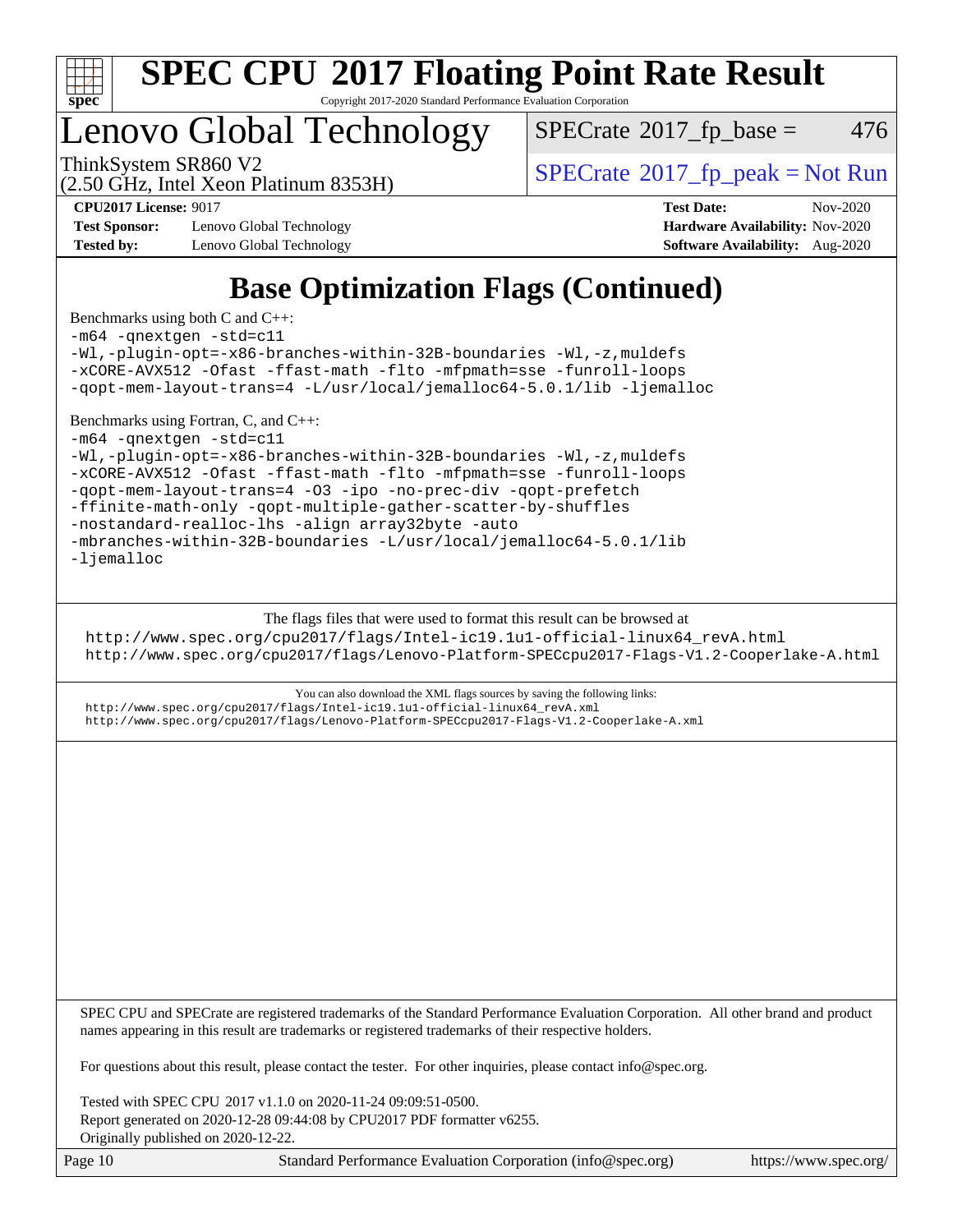# Base Optimization Flags (Continued)

Benchmarks using both C and C++:

```
-m64 -qnextgen -std=c11
-Wl,-plugin-opt=-x86-branches-within-32B-boundaries -Wl,-z,muldefs
-xCORE-AVX512 -Ofast -ffast-math -flto -mfpmath=sse -funroll-loops
-qopt-mem-layout-trans=4 -L/usr/local/jemalloc64-5.0.1/lib -ljemalloc
```

Benchmarks using Fortran, C, and C++:

```
-m64 -qnextgen -std=c11
-Wl,-plugin-opt=-x86-branches-within-32B-boundaries -Wl,-z,muldefs
-xCORE-AVX512 -Ofast -ffast-math -flto -mfpmath=sse -funroll-loops
-qopt-mem-layout-trans=4 -O3 -ipo -no-prec-div -qopt-prefetch
-ffinite-math-only -qopt-multiple-gather-scatter-by-shuffles
-nostandard-realloc-lhs -align array32byte -auto
-mbranches-within-32B-boundaries -L/usr/local/jemalloc64-5.0.1/lib
-ljemalloc
```

The flags files that were used to format this result can be browsed at
http://www.spec.org/cpu2017/flags/Intel-ic19.1u1-official-linux64_revA.html
http://www.spec.org/cpu2017/flags/Lenovo-Platform-SPECcpu2017-Flags-V1.2-Cooperlake-A.html

You can also download the XML flags sources by saving the following links:
http://www.spec.org/cpu2017/flags/Intel-ic19.1u1-official-linux64_revA.xml
http://www.spec.org/cpu2017/flags/Lenovo-Platform-SPECcpu2017-Flags-V1.2-Cooperlake-A.xml

SPEC CPU and SPECrate are registered trademarks of the Standard Performance Evaluation Corporation. All other brand and product names appearing in this result are trademarks or registered trademarks of their respective holders.

For questions about this result, please contact the tester. For other inquiries, please contact info@spec.org.

Tested with SPEC CPU 2017 v1.1.0 on 2020-11-24 09:09:51-0500.
Report generated on 2020-12-28 09:44:08 by CPU2017 PDF formatter v6255.
Originally published on 2020-12-22.